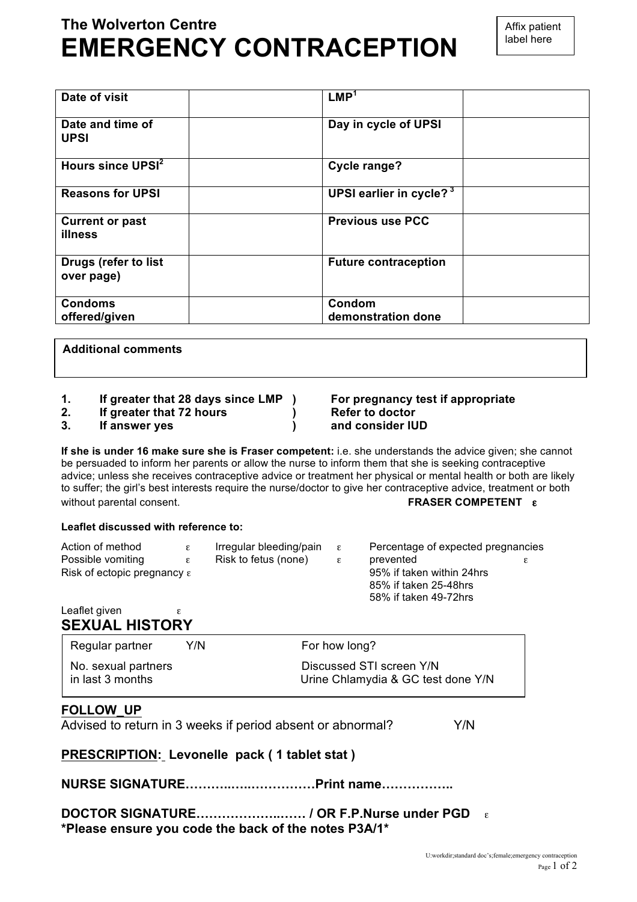# The Wolverton Centre
# EMERGENCY CONTRACEPTION

Affix patient label here

| Date of visit | | LMP[1] | |
|---|---|---|---|
| Date and time of UPSI | | Day in cycle of UPSI | |
| Hours since UPSI[2] | | Cycle range? | |
| Reasons for UPSI | | UPSI earlier in cycle? [3] | |
| Current or past illness | | Previous use PCC | |
| Drugs (refer to list over page) | | Future contraception | |
| Condoms offered/given | | Condom demonstration done | |

| Additional comments |
|---|
| |

1. **If greater that 28 days since LMP )** **For pregnancy test if appropriate**
2. **If greater that 72 hours )** **Refer to doctor**
3. **If answer yes )** **and consider IUD**

**If she is under 16 make sure she is Fraser competent:** i.e. she understands the advice given; she cannot be persuaded to inform her parents or allow the nurse to inform them that she is seeking contraceptive advice; unless she receives contraceptive advice or treatment her physical or mental health or both are likely to suffer; the girl's best interests require the nurse/doctor to give her contraceptive advice, treatment or both without parental consent. **FRASER COMPETENT ε**

**Leaflet discussed with reference to:**

Action of method ε
Possible vomiting ε
Risk of ectopic pregnancy ε
Irregular bleeding/pain ε
Risk to fetus (none) ε
Percentage of expected pregnancies prevented ε
95% if taken within 24hrs
85% if taken 25-48hrs
58% if taken 49-72hrs

Leaflet given ε

## SEXUAL HISTORY

| Regular partner Y/N | For how long? |
|---|---|
| No. sexual partners in last 3 months | Discussed STI screen Y/N<br>Urine Chlamydia & GC test done Y/N |

## FOLLOW_UP

Advised to return in 3 weeks if period absent or abnormal? Y/N

**PRESCRIPTION: Levonelle pack ( 1 tablet stat )**

**NURSE SIGNATURE……….….…………….Print name……………..**

**DOCTOR SIGNATURE…………………..…… / OR F.P.Nurse under PGD** ε

**\*Please ensure you code the back of the notes P3A/1\***

U:workdir;standard doc's;female;emergency contraception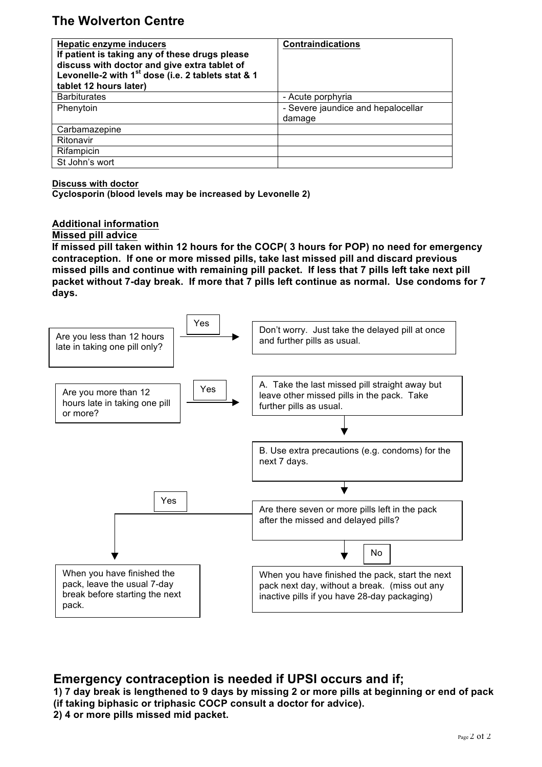# The Wolverton Centre

| **Hepatic enzyme inducers**<br>**If patient is taking any of these drugs please discuss with doctor and give extra tablet of Levonelle-2 with 1st dose (i.e. 2 tablets stat & 1 tablet 12 hours later)** | **Contraindications** |
|---|---|
| Barbiturates | - Acute porphyria |
| Phenytoin | - Severe jaundice and hepalocellar damage |
| Carbamazepine | |
| Ritonavir | |
| Rifampicin | |
| St John's wort | |

**Discuss with doctor**

**Cyclosporin (blood levels may be increased by Levonelle 2)**

**Additional information**

**Missed pill advice**

**If missed pill taken within 12 hours for the COCP( 3 hours for POP) no need for emergency contraception. If one or more missed pills, take last missed pill and discard previous missed pills and continue with remaining pill packet. If less that 7 pills left take next pill packet without 7-day break. If more that 7 pills left continue as normal. Use condoms for 7 days.**

Are you less than 12 hours late in taking one pill only?

Yes → Don't worry. Just take the delayed pill at once and further pills as usual.

Are you more than 12 hours late in taking one pill or more?

Yes → A. Take the last missed pill straight away but leave other missed pills in the pack. Take further pills as usual.

↓

B. Use extra precautions (e.g. condoms) for the next 7 days.

↓

Are there seven or more pills left in the pack after the missed and delayed pills?

Yes → When you have finished the pack, leave the usual 7-day break before starting the next pack.

No → When you have finished the pack, start the next pack next day, without a break. (miss out any inactive pills if you have 28-day packaging)

## Emergency contraception is needed if UPSI occurs and if;

**1) 7 day break is lengthened to 9 days by missing 2 or more pills at beginning or end of pack (if taking biphasic or triphasic COCP consult a doctor for advice).**

**2) 4 or more pills missed mid packet.**